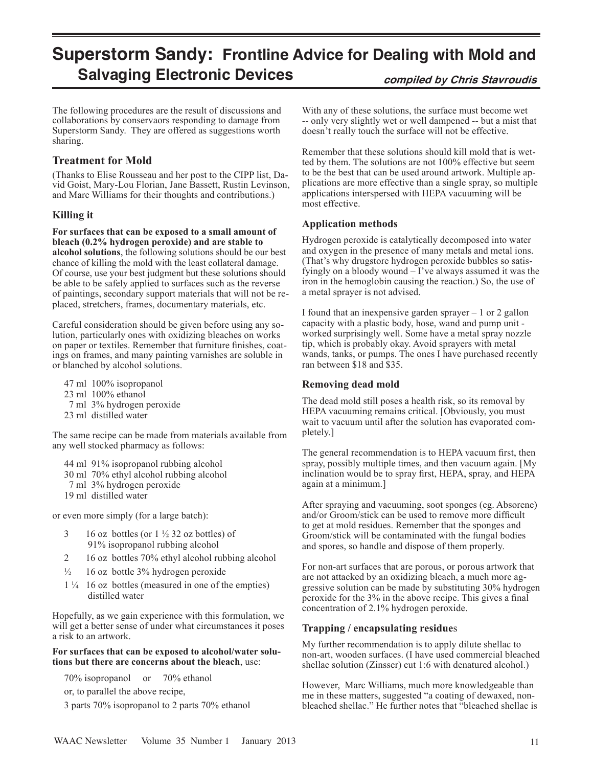# Superstorm Sandy: Frontline Advice for Dealing with Mold and Salvaging Electronic Devices

***compiled by Chris Stavroudis***

The following procedures are the result of discussions and collaborations by conservaors responding to damage from Superstorm Sandy. They are offered as suggestions worth sharing.

## Treatment for Mold

(Thanks to Elise Rousseau and her post to the CIPP list, David Goist, Mary-Lou Florian, Jane Bassett, Rustin Levinson, and Marc Williams for their thoughts and contributions.)

### Killing it

**For surfaces that can be exposed to a small amount of bleach (0.2% hydrogen peroxide) and are stable to alcohol solutions**, the following solutions should be our best chance of killing the mold with the least collateral damage. Of course, use your best judgment but these solutions should be able to be safely applied to surfaces such as the reverse of paintings, secondary support materials that will not be replaced, stretchers, frames, documentary materials, etc.

Careful consideration should be given before using any solution, particularly ones with oxidizing bleaches on works on paper or textiles. Remember that furniture finishes, coatings on frames, and many painting varnishes are soluble in or blanched by alcohol solutions.

- 47 ml 100% isopropanol
- 23 ml 100% ethanol
- 7 ml 3% hydrogen peroxide
- 23 ml distilled water

The same recipe can be made from materials available from any well stocked pharmacy as follows:

- 44 ml 91% isopropanol rubbing alcohol
- 30 ml 70% ethyl alcohol rubbing alcohol
- 7 ml 3% hydrogen peroxide
- 19 ml distilled water

or even more simply (for a large batch):

- 3 16 oz bottles (or 1 ½ 32 oz bottles) of 91% isopropanol rubbing alcohol
- 2 16 oz bottles 70% ethyl alcohol rubbing alcohol
- ½ 16 oz bottle 3% hydrogen peroxide
- 1 ¼ 16 oz bottles (measured in one of the empties) distilled water

Hopefully, as we gain experience with this formulation, we will get a better sense of under what circumstances it poses a risk to an artwork.

**For surfaces that can be exposed to alcohol/water solutions but there are concerns about the bleach**, use:

70% isopropanol or 70% ethanol

or, to parallel the above recipe,

3 parts 70% isopropanol to 2 parts 70% ethanol

With any of these solutions, the surface must become wet -- only very slightly wet or well dampened -- but a mist that doesn't really touch the surface will not be effective.

Remember that these solutions should kill mold that is wetted by them. The solutions are not 100% effective but seem to be the best that can be used around artwork. Multiple applications are more effective than a single spray, so multiple applications interspersed with HEPA vacuuming will be most effective.

### Application methods

Hydrogen peroxide is catalytically decomposed into water and oxygen in the presence of many metals and metal ions. (That's why drugstore hydrogen peroxide bubbles so satisfyingly on a bloody wound – I've always assumed it was the iron in the hemoglobin causing the reaction.) So, the use of a metal sprayer is not advised.

I found that an inexpensive garden sprayer – 1 or 2 gallon capacity with a plastic body, hose, wand and pump unit - worked surprisingly well. Some have a metal spray nozzle tip, which is probably okay. Avoid sprayers with metal wands, tanks, or pumps. The ones I have purchased recently ran between $18 and $35.

### Removing dead mold

The dead mold still poses a health risk, so its removal by HEPA vacuuming remains critical. [Obviously, you must wait to vacuum until after the solution has evaporated completely.]

The general recommendation is to HEPA vacuum first, then spray, possibly multiple times, and then vacuum again. [My inclination would be to spray first, HEPA, spray, and HEPA again at a minimum.]

After spraying and vacuuming, soot sponges (eg. Absorene) and/or Groom/stick can be used to remove more difficult to get at mold residues. Remember that the sponges and Groom/stick will be contaminated with the fungal bodies and spores, so handle and dispose of them properly.

For non-art surfaces that are porous, or porous artwork that are not attacked by an oxidizing bleach, a much more aggressive solution can be made by substituting 30% hydrogen peroxide for the 3% in the above recipe. This gives a final concentration of 2.1% hydrogen peroxide.

### Trapping / encapsulating residues

My further recommendation is to apply dilute shellac to non-art, wooden surfaces. (I have used commercial bleached shellac solution (Zinsser) cut 1:6 with denatured alcohol.)

However, Marc Williams, much more knowledgeable than me in these matters, suggested "a coating of dewaxed, non-bleached shellac." He further notes that "bleached shellac is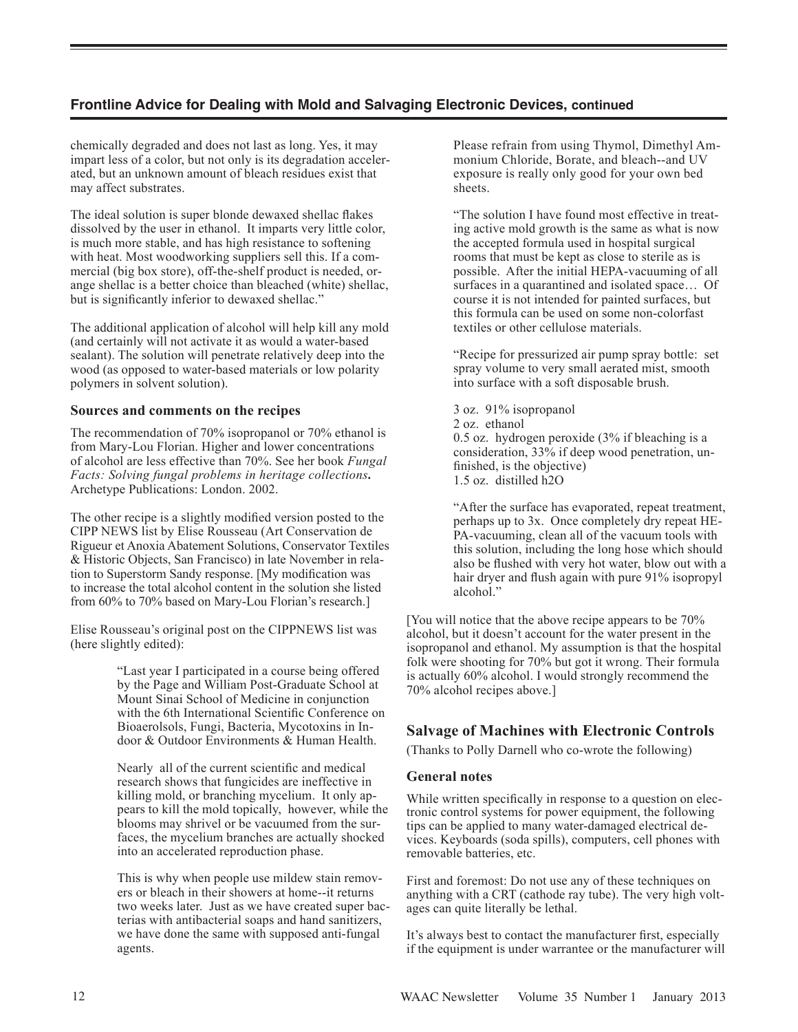chemically degraded and does not last as long. Yes, it may impart less of a color, but not only is its degradation accelerated, but an unknown amount of bleach residues exist that may affect substrates.

The ideal solution is super blonde dewaxed shellac flakes dissolved by the user in ethanol. It imparts very little color, is much more stable, and has high resistance to softening with heat. Most woodworking suppliers sell this. If a commercial (big box store), off-the-shelf product is needed, orange shellac is a better choice than bleached (white) shellac, but is significantly inferior to dewaxed shellac."

The additional application of alcohol will help kill any mold (and certainly will not activate it as would a water-based sealant). The solution will penetrate relatively deep into the wood (as opposed to water-based materials or low polarity polymers in solvent solution).

### Sources and comments on the recipes

The recommendation of 70% isopropanol or 70% ethanol is from Mary-Lou Florian. Higher and lower concentrations of alcohol are less effective than 70%. See her book *Fungal Facts: Solving fungal problems in heritage collections***.** Archetype Publications: London. 2002.

The other recipe is a slightly modified version posted to the CIPP NEWS list by Elise Rousseau (Art Conservation de Rigueur et Anoxia Abatement Solutions, Conservator Textiles & Historic Objects, San Francisco) in late November in relation to Superstorm Sandy response. [My modification was to increase the total alcohol content in the solution she listed from 60% to 70% based on Mary-Lou Florian's research.]

Elise Rousseau's original post on the CIPPNEWS list was (here slightly edited):

> "Last year I participated in a course being offered by the Page and William Post-Graduate School at Mount Sinai School of Medicine in conjunction with the 6th International Scientific Conference on Bioaerolsols, Fungi, Bacteria, Mycotoxins in Indoor & Outdoor Environments & Human Health.
>
> Nearly all of the current scientific and medical research shows that fungicides are ineffective in killing mold, or branching mycelium. It only appears to kill the mold topically, however, while the blooms may shrivel or be vacuumed from the surfaces, the mycelium branches are actually shocked into an accelerated reproduction phase.
>
> This is why when people use mildew stain removers or bleach in their showers at home--it returns two weeks later. Just as we have created super bacterias with antibacterial soaps and hand sanitizers, we have done the same with supposed anti-fungal agents.
>
> Please refrain from using Thymol, Dimethyl Ammonium Chloride, Borate, and bleach--and UV exposure is really only good for your own bed sheets.
>
> "The solution I have found most effective in treating active mold growth is the same as what is now the accepted formula used in hospital surgical rooms that must be kept as close to sterile as is possible. After the initial HEPA-vacuuming of all surfaces in a quarantined and isolated space… Of course it is not intended for painted surfaces, but this formula can be used on some non-colorfast textiles or other cellulose materials.
>
> "Recipe for pressurized air pump spray bottle: set spray volume to very small aerated mist, smooth into surface with a soft disposable brush.
>
> 3 oz. 91% isopropanol
> 2 oz. ethanol
> 0.5 oz. hydrogen peroxide (3% if bleaching is a consideration, 33% if deep wood penetration, unfinished, is the objective)
> 1.5 oz. distilled h2O
>
> "After the surface has evaporated, repeat treatment, perhaps up to 3x. Once completely dry repeat HEPA-vacuuming, clean all of the vacuum tools with this solution, including the long hose which should also be flushed with very hot water, blow out with a hair dryer and flush again with pure 91% isopropyl alcohol."

[You will notice that the above recipe appears to be 70% alcohol, but it doesn't account for the water present in the isopropanol and ethanol. My assumption is that the hospital folk were shooting for 70% but got it wrong. Their formula is actually 60% alcohol. I would strongly recommend the 70% alcohol recipes above.]

## Salvage of Machines with Electronic Controls

(Thanks to Polly Darnell who co-wrote the following)

### General notes

While written specifically in response to a question on electronic control systems for power equipment, the following tips can be applied to many water-damaged electrical devices. Keyboards (soda spills), computers, cell phones with removable batteries, etc.

First and foremost: Do not use any of these techniques on anything with a CRT (cathode ray tube). The very high voltages can quite literally be lethal.

It's always best to contact the manufacturer first, especially if the equipment is under warrantee or the manufacturer will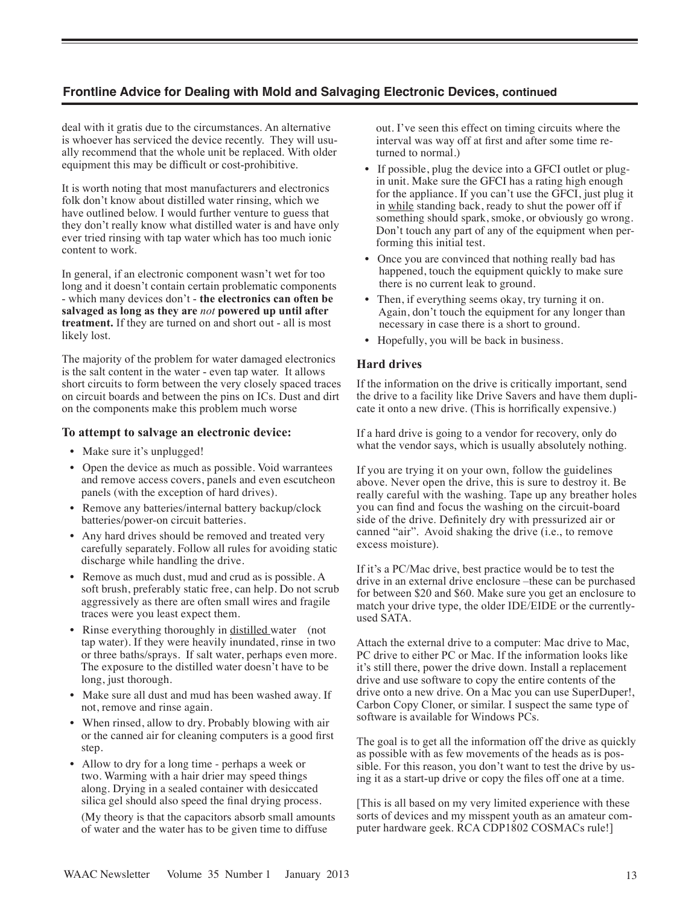deal with it gratis due to the circumstances. An alternative is whoever has serviced the device recently. They will usually recommend that the whole unit be replaced. With older equipment this may be difficult or cost-prohibitive.

It is worth noting that most manufacturers and electronics folk don't know about distilled water rinsing, which we have outlined below. I would further venture to guess that they don't really know what distilled water is and have only ever tried rinsing with tap water which has too much ionic content to work.

In general, if an electronic component wasn't wet for too long and it doesn't contain certain problematic components - which many devices don't - **the electronics can often be salvaged as long as they are *not* powered up until after treatment.** If they are turned on and short out - all is most likely lost.

The majority of the problem for water damaged electronics is the salt content in the water - even tap water. It allows short circuits to form between the very closely spaced traces on circuit boards and between the pins on ICs. Dust and dirt on the components make this problem much worse

### To attempt to salvage an electronic device:

- Make sure it's unplugged!
- Open the device as much as possible. Void warrantees and remove access covers, panels and even escutcheon panels (with the exception of hard drives).
- Remove any batteries/internal battery backup/clock batteries/power-on circuit batteries.
- Any hard drives should be removed and treated very carefully separately. Follow all rules for avoiding static discharge while handling the drive.
- Remove as much dust, mud and crud as is possible. A soft brush, preferably static free, can help. Do not scrub aggressively as there are often small wires and fragile traces were you least expect them.
- Rinse everything thoroughly in distilled water (not tap water). If they were heavily inundated, rinse in two or three baths/sprays. If salt water, perhaps even more. The exposure to the distilled water doesn't have to be long, just thorough.
- Make sure all dust and mud has been washed away. If not, remove and rinse again.
- When rinsed, allow to dry. Probably blowing with air or the canned air for cleaning computers is a good first step.
- Allow to dry for a long time - perhaps a week or two. Warming with a hair drier may speed things along. Drying in a sealed container with desiccated silica gel should also speed the final drying process.

  (My theory is that the capacitors absorb small amounts of water and the water has to be given time to diffuse out. I've seen this effect on timing circuits where the interval was way off at first and after some time returned to normal.)
- If possible, plug the device into a GFCI outlet or plug-in unit. Make sure the GFCI has a rating high enough for the appliance. If you can't use the GFCI, just plug it in while standing back, ready to shut the power off if something should spark, smoke, or obviously go wrong. Don't touch any part of any of the equipment when performing this initial test.
- Once you are convinced that nothing really bad has happened, touch the equipment quickly to make sure there is no current leak to ground.
- Then, if everything seems okay, try turning it on. Again, don't touch the equipment for any longer than necessary in case there is a short to ground.
- Hopefully, you will be back in business.

### Hard drives

If the information on the drive is critically important, send the drive to a facility like Drive Savers and have them duplicate it onto a new drive. (This is horrifically expensive.)

If a hard drive is going to a vendor for recovery, only do what the vendor says, which is usually absolutely nothing.

If you are trying it on your own, follow the guidelines above. Never open the drive, this is sure to destroy it. Be really careful with the washing. Tape up any breather holes you can find and focus the washing on the circuit-board side of the drive. Definitely dry with pressurized air or canned "air". Avoid shaking the drive (i.e., to remove excess moisture).

If it's a PC/Mac drive, best practice would be to test the drive in an external drive enclosure –these can be purchased for between $20 and $60. Make sure you get an enclosure to match your drive type, the older IDE/EIDE or the currently-used SATA.

Attach the external drive to a computer: Mac drive to Mac, PC drive to either PC or Mac. If the information looks like it's still there, power the drive down. Install a replacement drive and use software to copy the entire contents of the drive onto a new drive. On a Mac you can use SuperDuper!, Carbon Copy Cloner, or similar. I suspect the same type of software is available for Windows PCs.

The goal is to get all the information off the drive as quickly as possible with as few movements of the heads as is possible. For this reason, you don't want to test the drive by using it as a start-up drive or copy the files off one at a time.

[This is all based on my very limited experience with these sorts of devices and my misspent youth as an amateur computer hardware geek. RCA CDP1802 COSMACs rule!]